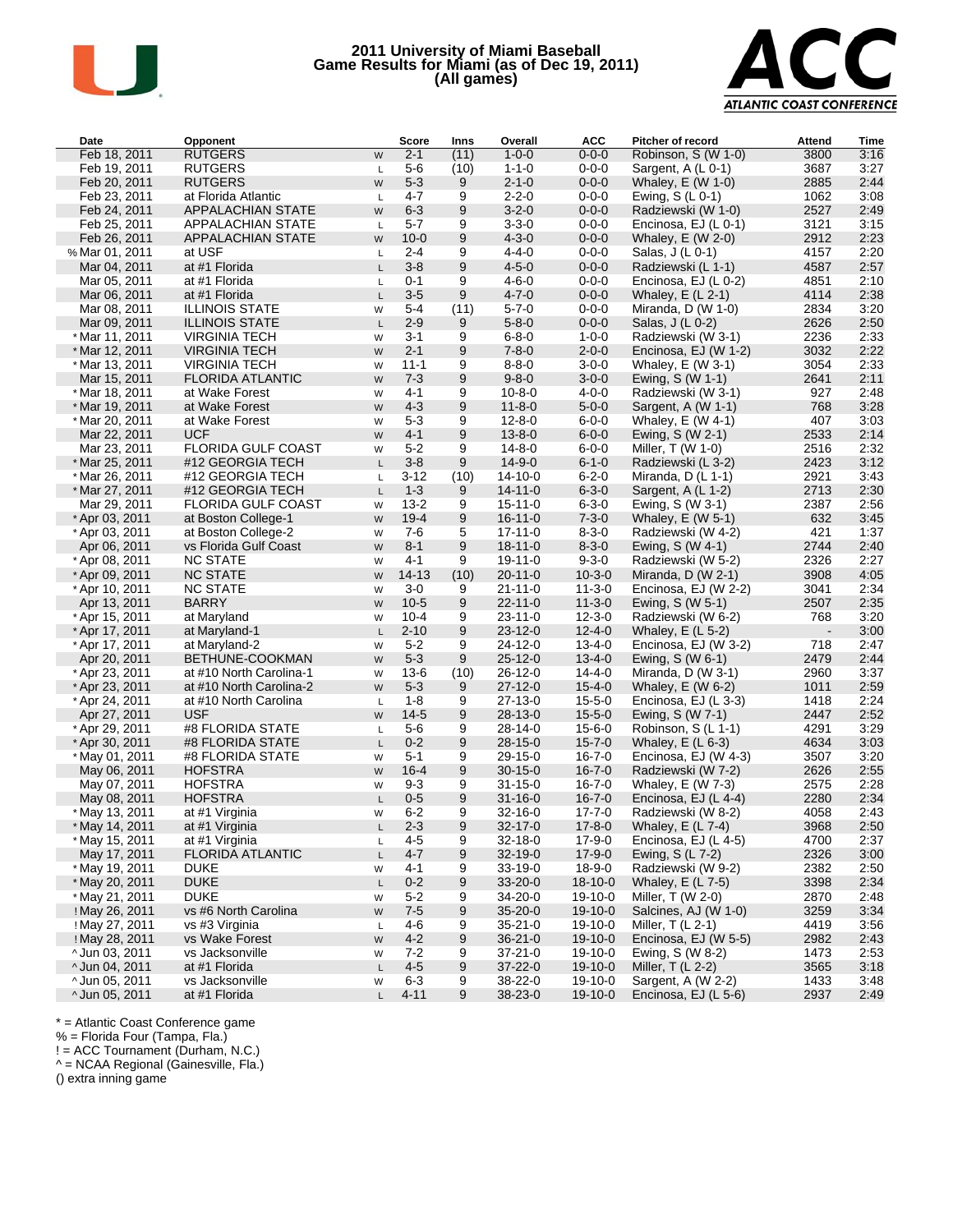# 2011 University of Miami Baseball
## Game Results for Miami (as of Dec 19, 2011)
### (All games)

| Date | Opponent | | Score | Inns | Overall | ACC | Pitcher of record | Attend | Time |
|---|---|---|---|---|---|---|---|---|---|
| Feb 18, 2011 | RUTGERS | W | 2-1 | (11) | 1-0-0 | 0-0-0 | Robinson, S (W 1-0) | 3800 | 3:16 |
| Feb 19, 2011 | RUTGERS | L | 5-6 | (10) | 1-1-0 | 0-0-0 | Sargent, A (L 0-1) | 3687 | 3:27 |
| Feb 20, 2011 | RUTGERS | W | 5-3 | 9 | 2-1-0 | 0-0-0 | Whaley, E (W 1-0) | 2885 | 2:44 |
| Feb 23, 2011 | at Florida Atlantic | L | 4-7 | 9 | 2-2-0 | 0-0-0 | Ewing, S (L 0-1) | 1062 | 3:08 |
| Feb 24, 2011 | APPALACHIAN STATE | W | 6-3 | 9 | 3-2-0 | 0-0-0 | Radziewski (W 1-0) | 2527 | 2:49 |
| Feb 25, 2011 | APPALACHIAN STATE | L | 5-7 | 9 | 3-3-0 | 0-0-0 | Encinosa, EJ (L 0-1) | 3121 | 3:15 |
| Feb 26, 2011 | APPALACHIAN STATE | W | 10-0 | 9 | 4-3-0 | 0-0-0 | Whaley, E (W 2-0) | 2912 | 2:23 |
| % Mar 01, 2011 | at USF | L | 2-4 | 9 | 4-4-0 | 0-0-0 | Salas, J (L 0-1) | 4157 | 2:20 |
| Mar 04, 2011 | at #1 Florida | L | 3-8 | 9 | 4-5-0 | 0-0-0 | Radziewski (L 1-1) | 4587 | 2:57 |
| Mar 05, 2011 | at #1 Florida | L | 0-1 | 9 | 4-6-0 | 0-0-0 | Encinosa, EJ (L 0-2) | 4851 | 2:10 |
| Mar 06, 2011 | at #1 Florida | L | 3-5 | 9 | 4-7-0 | 0-0-0 | Whaley, E (L 2-1) | 4114 | 2:38 |
| Mar 08, 2011 | ILLINOIS STATE | W | 5-4 | (11) | 5-7-0 | 0-0-0 | Miranda, D (W 1-0) | 2834 | 3:20 |
| Mar 09, 2011 | ILLINOIS STATE | L | 2-9 | 9 | 5-8-0 | 0-0-0 | Salas, J (L 0-2) | 2626 | 2:50 |
| * Mar 11, 2011 | VIRGINIA TECH | W | 3-1 | 9 | 6-8-0 | 1-0-0 | Radziewski (W 3-1) | 2236 | 2:33 |
| * Mar 12, 2011 | VIRGINIA TECH | W | 2-1 | 9 | 7-8-0 | 2-0-0 | Encinosa, EJ (W 1-2) | 3032 | 2:22 |
| * Mar 13, 2011 | VIRGINIA TECH | W | 11-1 | 9 | 8-8-0 | 3-0-0 | Whaley, E (W 3-1) | 3054 | 2:33 |
| Mar 15, 2011 | FLORIDA ATLANTIC | W | 7-3 | 9 | 9-8-0 | 3-0-0 | Ewing, S (W 1-1) | 2641 | 2:11 |
| * Mar 18, 2011 | at Wake Forest | W | 4-1 | 9 | 10-8-0 | 4-0-0 | Radziewski (W 3-1) | 927 | 2:48 |
| * Mar 19, 2011 | at Wake Forest | W | 4-3 | 9 | 11-8-0 | 5-0-0 | Sargent, A (W 1-1) | 768 | 3:28 |
| * Mar 20, 2011 | at Wake Forest | W | 5-3 | 9 | 12-8-0 | 6-0-0 | Whaley, E (W 4-1) | 407 | 3:03 |
| Mar 22, 2011 | UCF | W | 4-1 | 9 | 13-8-0 | 6-0-0 | Ewing, S (W 2-1) | 2533 | 2:14 |
| Mar 23, 2011 | FLORIDA GULF COAST | W | 5-2 | 9 | 14-8-0 | 6-0-0 | Miller, T (W 1-0) | 2516 | 2:32 |
| * Mar 25, 2011 | #12 GEORGIA TECH | L | 3-8 | 9 | 14-9-0 | 6-1-0 | Radziewski (L 3-2) | 2423 | 3:12 |
| * Mar 26, 2011 | #12 GEORGIA TECH | L | 3-12 | (10) | 14-10-0 | 6-2-0 | Miranda, D (L 1-1) | 2921 | 3:43 |
| * Mar 27, 2011 | #12 GEORGIA TECH | L | 1-3 | 9 | 14-11-0 | 6-3-0 | Sargent, A (L 1-2) | 2713 | 2:30 |
| Mar 29, 2011 | FLORIDA GULF COAST | W | 13-2 | 9 | 15-11-0 | 6-3-0 | Ewing, S (W 3-1) | 2387 | 2:56 |
| * Apr 03, 2011 | at Boston College-1 | W | 19-4 | 9 | 16-11-0 | 7-3-0 | Whaley, E (W 5-1) | 632 | 3:45 |
| * Apr 03, 2011 | at Boston College-2 | W | 7-6 | 5 | 17-11-0 | 8-3-0 | Radziewski (W 4-2) | 421 | 1:37 |
| Apr 06, 2011 | vs Florida Gulf Coast | W | 8-1 | 9 | 18-11-0 | 8-3-0 | Ewing, S (W 4-1) | 2744 | 2:40 |
| * Apr 08, 2011 | NC STATE | W | 4-1 | 9 | 19-11-0 | 9-3-0 | Radziewski (W 5-2) | 2326 | 2:27 |
| * Apr 09, 2011 | NC STATE | W | 14-13 | (10) | 20-11-0 | 10-3-0 | Miranda, D (W 2-1) | 3908 | 4:05 |
| * Apr 10, 2011 | NC STATE | W | 3-0 | 9 | 21-11-0 | 11-3-0 | Encinosa, EJ (W 2-2) | 3041 | 2:34 |
| Apr 13, 2011 | BARRY | W | 10-5 | 9 | 22-11-0 | 11-3-0 | Ewing, S (W 5-1) | 2507 | 2:35 |
| * Apr 15, 2011 | at Maryland | W | 10-4 | 9 | 23-11-0 | 12-3-0 | Radziewski (W 6-2) | 768 | 3:20 |
| * Apr 17, 2011 | at Maryland-1 | L | 2-10 | 9 | 23-12-0 | 12-4-0 | Whaley, E (L 5-2) | - | 3:00 |
| * Apr 17, 2011 | at Maryland-2 | W | 5-2 | 9 | 24-12-0 | 13-4-0 | Encinosa, EJ (W 3-2) | 718 | 2:47 |
| Apr 20, 2011 | BETHUNE-COOKMAN | W | 5-3 | 9 | 25-12-0 | 13-4-0 | Ewing, S (W 6-1) | 2479 | 2:44 |
| * Apr 23, 2011 | at #10 North Carolina-1 | W | 13-6 | (10) | 26-12-0 | 14-4-0 | Miranda, D (W 3-1) | 2960 | 3:37 |
| * Apr 23, 2011 | at #10 North Carolina-2 | W | 5-3 | 9 | 27-12-0 | 15-4-0 | Whaley, E (W 6-2) | 1011 | 2:59 |
| * Apr 24, 2011 | at #10 North Carolina | L | 1-8 | 9 | 27-13-0 | 15-5-0 | Encinosa, EJ (L 3-3) | 1418 | 2:24 |
| Apr 27, 2011 | USF | W | 14-5 | 9 | 28-13-0 | 15-5-0 | Ewing, S (W 7-1) | 2447 | 2:52 |
| * Apr 29, 2011 | #8 FLORIDA STATE | L | 5-6 | 9 | 28-14-0 | 15-6-0 | Robinson, S (L 1-1) | 4291 | 3:29 |
| * Apr 30, 2011 | #8 FLORIDA STATE | L | 0-2 | 9 | 28-15-0 | 15-7-0 | Whaley, E (L 6-3) | 4634 | 3:03 |
| * May 01, 2011 | #8 FLORIDA STATE | W | 5-1 | 9 | 29-15-0 | 16-7-0 | Encinosa, EJ (W 4-3) | 3507 | 3:20 |
| May 06, 2011 | HOFSTRA | W | 16-4 | 9 | 30-15-0 | 16-7-0 | Radziewski (W 7-2) | 2626 | 2:55 |
| May 07, 2011 | HOFSTRA | W | 9-3 | 9 | 31-15-0 | 16-7-0 | Whaley, E (W 7-3) | 2575 | 2:28 |
| May 08, 2011 | HOFSTRA | L | 0-5 | 9 | 31-16-0 | 16-7-0 | Encinosa, EJ (L 4-4) | 2280 | 2:34 |
| * May 13, 2011 | at #1 Virginia | W | 6-2 | 9 | 32-16-0 | 17-7-0 | Radziewski (W 8-2) | 4058 | 2:43 |
| * May 14, 2011 | at #1 Virginia | L | 2-3 | 9 | 32-17-0 | 17-8-0 | Whaley, E (L 7-4) | 3968 | 2:50 |
| * May 15, 2011 | at #1 Virginia | L | 4-5 | 9 | 32-18-0 | 17-9-0 | Encinosa, EJ (L 4-5) | 4700 | 2:37 |
| May 17, 2011 | FLORIDA ATLANTIC | L | 4-7 | 9 | 32-19-0 | 17-9-0 | Ewing, S (L 7-2) | 2326 | 3:00 |
| * May 19, 2011 | DUKE | W | 4-1 | 9 | 33-19-0 | 18-9-0 | Radziewski (W 9-2) | 2382 | 2:50 |
| * May 20, 2011 | DUKE | L | 0-2 | 9 | 33-20-0 | 18-10-0 | Whaley, E (L 7-5) | 3398 | 2:34 |
| * May 21, 2011 | DUKE | W | 5-2 | 9 | 34-20-0 | 19-10-0 | Miller, T (W 2-0) | 2870 | 2:48 |
| ! May 26, 2011 | vs #6 North Carolina | W | 7-5 | 9 | 35-20-0 | 19-10-0 | Salcines, AJ (W 1-0) | 3259 | 3:34 |
| ! May 27, 2011 | vs #3 Virginia | L | 4-6 | 9 | 35-21-0 | 19-10-0 | Miller, T (L 2-1) | 4419 | 3:56 |
| ! May 28, 2011 | vs Wake Forest | W | 4-2 | 9 | 36-21-0 | 19-10-0 | Encinosa, EJ (W 5-5) | 2982 | 2:43 |
| ^ Jun 03, 2011 | vs Jacksonville | W | 7-2 | 9 | 37-21-0 | 19-10-0 | Ewing, S (W 8-2) | 1473 | 2:53 |
| ^ Jun 04, 2011 | at #1 Florida | L | 4-5 | 9 | 37-22-0 | 19-10-0 | Miller, T (L 2-2) | 3565 | 3:18 |
| ^ Jun 05, 2011 | vs Jacksonville | W | 6-3 | 9 | 38-22-0 | 19-10-0 | Sargent, A (W 2-2) | 1433 | 3:48 |
| ^ Jun 05, 2011 | at #1 Florida | L | 4-11 | 9 | 38-23-0 | 19-10-0 | Encinosa, EJ (L 5-6) | 2937 | 2:49 |

* = Atlantic Coast Conference game
% = Florida Four (Tampa, Fla.)
! = ACC Tournament (Durham, N.C.)
^ = NCAA Regional (Gainesville, Fla.)
() extra inning game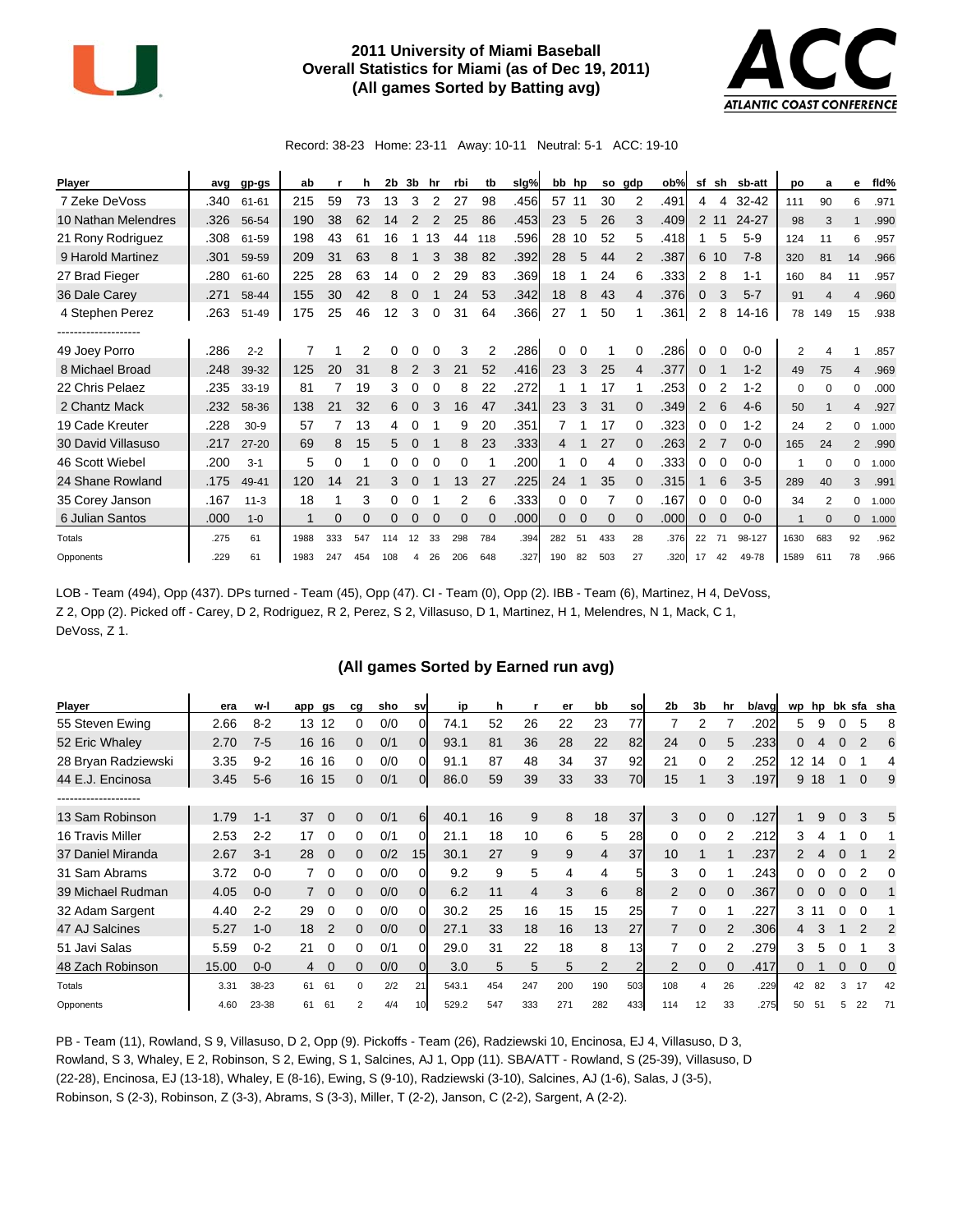# 2011 University of Miami Baseball
## Overall Statistics for Miami (as of Dec 19, 2011)
## (All games Sorted by Batting avg)

Record: 38-23 Home: 23-11 Away: 10-11 Neutral: 5-1 ACC: 19-10

| Player | avg | gp-gs | ab | r | h | 2b | 3b | hr | rbi | tb | slg% | bb | hp | so | gdp | ob% | sf | sh | sb-att | po | a | e | fld% |
|---|---|---|---|---|---|---|---|---|---|---|---|---|---|---|---|---|---|---|---|---|---|---|---|
| 7 Zeke DeVoss | .340 | 61-61 | 215 | 59 | 73 | 13 | 3 | 2 | 27 | 98 | .456 | 57 | 11 | 30 | 2 | .491 | 4 | 4 | 32-42 | 111 | 90 | 6 | .971 |
| 10 Nathan Melendres | .326 | 56-54 | 190 | 38 | 62 | 14 | 2 | 2 | 25 | 86 | .453 | 23 | 5 | 26 | 3 | .409 | 2 | 11 | 24-27 | 98 | 3 | 1 | .990 |
| 21 Rony Rodriguez | .308 | 61-59 | 198 | 43 | 61 | 16 | 1 | 13 | 44 | 118 | .596 | 28 | 10 | 52 | 5 | .418 | 1 | 5 | 5-9 | 124 | 11 | 6 | .957 |
| 9 Harold Martinez | .301 | 59-59 | 209 | 31 | 63 | 8 | 1 | 3 | 38 | 82 | .392 | 28 | 5 | 44 | 2 | .387 | 6 | 10 | 7-8 | 320 | 81 | 14 | .966 |
| 27 Brad Fieger | .280 | 61-60 | 225 | 28 | 63 | 14 | 0 | 2 | 29 | 83 | .369 | 18 | 1 | 24 | 6 | .333 | 2 | 8 | 1-1 | 160 | 84 | 11 | .957 |
| 36 Dale Carey | .271 | 58-44 | 155 | 30 | 42 | 8 | 0 | 1 | 24 | 53 | .342 | 18 | 8 | 43 | 4 | .376 | 0 | 3 | 5-7 | 91 | 4 | 4 | .960 |
| 4 Stephen Perez | .263 | 51-49 | 175 | 25 | 46 | 12 | 3 | 0 | 31 | 64 | .366 | 27 | 1 | 50 | 1 | .361 | 2 | 8 | 14-16 | 78 | 149 | 15 | .938 |
| -------------------- | | | | | | | | | | | | | | | | | | | | | | | |
| 49 Joey Porro | .286 | 2-2 | 7 | 1 | 2 | 0 | 0 | 0 | 3 | 2 | .286 | 0 | 0 | 1 | 0 | .286 | 0 | 0 | 0-0 | 2 | 4 | 1 | .857 |
| 8 Michael Broad | .248 | 39-32 | 125 | 20 | 31 | 8 | 2 | 3 | 21 | 52 | .416 | 23 | 3 | 25 | 4 | .377 | 0 | 1 | 1-2 | 49 | 75 | 4 | .969 |
| 22 Chris Pelaez | .235 | 33-19 | 81 | 7 | 19 | 3 | 0 | 0 | 8 | 22 | .272 | 1 | 1 | 17 | 1 | .253 | 0 | 2 | 1-2 | 0 | 0 | 0 | .000 |
| 2 Chantz Mack | .232 | 58-36 | 138 | 21 | 32 | 6 | 0 | 3 | 16 | 47 | .341 | 23 | 3 | 31 | 0 | .349 | 2 | 6 | 4-6 | 50 | 1 | 4 | .927 |
| 19 Cade Kreuter | .228 | 30-9 | 57 | 7 | 13 | 4 | 0 | 1 | 9 | 20 | .351 | 7 | 1 | 17 | 0 | .323 | 0 | 0 | 1-2 | 24 | 2 | 0 | 1.000 |
| 30 David Villasuso | .217 | 27-20 | 69 | 8 | 15 | 5 | 0 | 1 | 8 | 23 | .333 | 4 | 1 | 27 | 0 | .263 | 2 | 7 | 0-0 | 165 | 24 | 2 | .990 |
| 46 Scott Wiebel | .200 | 3-1 | 5 | 0 | 1 | 0 | 0 | 0 | 0 | 1 | .200 | 1 | 0 | 4 | 0 | .333 | 0 | 0 | 0-0 | 1 | 0 | 0 | 1.000 |
| 24 Shane Rowland | .175 | 49-41 | 120 | 14 | 21 | 3 | 0 | 1 | 13 | 27 | .225 | 24 | 1 | 35 | 0 | .315 | 1 | 6 | 3-5 | 289 | 40 | 3 | .991 |
| 35 Corey Janson | .167 | 11-3 | 18 | 1 | 3 | 0 | 0 | 1 | 2 | 6 | .333 | 0 | 0 | 7 | 0 | .167 | 0 | 0 | 0-0 | 34 | 2 | 0 | 1.000 |
| 6 Julian Santos | .000 | 1-0 | 1 | 0 | 0 | 0 | 0 | 0 | 0 | 0 | .000 | 0 | 0 | 0 | 0 | .000 | 0 | 0 | 0-0 | 1 | 0 | 0 | 1.000 |
| Totals | .275 | 61 | 1988 | 333 | 547 | 114 | 12 | 33 | 298 | 784 | .394 | 282 | 51 | 433 | 28 | .376 | 22 | 71 | 98-127 | 1630 | 683 | 92 | .962 |
| Opponents | .229 | 61 | 1983 | 247 | 454 | 108 | 4 | 26 | 206 | 648 | .327 | 190 | 82 | 503 | 27 | .320 | 17 | 42 | 49-78 | 1589 | 611 | 78 | .966 |

LOB - Team (494), Opp (437). DPs turned - Team (45), Opp (47). CI - Team (0), Opp (2). IBB - Team (6), Martinez, H 4, DeVoss, Z 2, Opp (2). Picked off - Carey, D 2, Rodriguez, R 2, Perez, S 2, Villasuso, D 1, Martinez, H 1, Melendres, N 1, Mack, C 1, DeVoss, Z 1.

## (All games Sorted by Earned run avg)

| Player | era | w-l | app | gs | cg | sho | sv | ip | h | r | er | bb | so | 2b | 3b | hr | b/avg | wp | hp | bk | sfa | sha |
|---|---|---|---|---|---|---|---|---|---|---|---|---|---|---|---|---|---|---|---|---|---|---|
| 55 Steven Ewing | 2.66 | 8-2 | 13 | 12 | 0 | 0/0 | 0 | 74.1 | 52 | 26 | 22 | 23 | 77 | 7 | 2 | 7 | .202 | 5 | 9 | 0 | 5 | 8 |
| 52 Eric Whaley | 2.70 | 7-5 | 16 | 16 | 0 | 0/1 | 0 | 93.1 | 81 | 36 | 28 | 22 | 82 | 24 | 0 | 5 | .233 | 0 | 4 | 0 | 2 | 6 |
| 28 Bryan Radziewski | 3.35 | 9-2 | 16 | 16 | 0 | 0/0 | 0 | 91.1 | 87 | 48 | 34 | 37 | 92 | 21 | 0 | 2 | .252 | 12 | 14 | 0 | 1 | 4 |
| 44 E.J. Encinosa | 3.45 | 5-6 | 16 | 15 | 0 | 0/1 | 0 | 86.0 | 59 | 39 | 33 | 33 | 70 | 15 | 1 | 3 | .197 | 9 | 18 | 1 | 0 | 9 |
| -------------------- | | | | | | | | | | | | | | | | | | | | | | |
| 13 Sam Robinson | 1.79 | 1-1 | 37 | 0 | 0 | 0/1 | 6 | 40.1 | 16 | 9 | 8 | 18 | 37 | 3 | 0 | 0 | .127 | 1 | 9 | 0 | 3 | 5 |
| 16 Travis Miller | 2.53 | 2-2 | 17 | 0 | 0 | 0/1 | 0 | 21.1 | 18 | 10 | 6 | 5 | 28 | 0 | 0 | 2 | .212 | 3 | 4 | 1 | 0 | 1 |
| 37 Daniel Miranda | 2.67 | 3-1 | 28 | 0 | 0 | 0/2 | 15 | 30.1 | 27 | 9 | 9 | 4 | 37 | 10 | 1 | 1 | .237 | 2 | 4 | 0 | 1 | 2 |
| 31 Sam Abrams | 3.72 | 0-0 | 7 | 0 | 0 | 0/0 | 0 | 9.2 | 9 | 5 | 4 | 4 | 5 | 3 | 0 | 1 | .243 | 0 | 0 | 0 | 2 | 0 |
| 39 Michael Rudman | 4.05 | 0-0 | 7 | 0 | 0 | 0/0 | 0 | 6.2 | 11 | 4 | 3 | 6 | 8 | 2 | 0 | 0 | .367 | 0 | 0 | 0 | 0 | 1 |
| 32 Adam Sargent | 4.40 | 2-2 | 29 | 0 | 0 | 0/0 | 0 | 30.2 | 25 | 16 | 15 | 15 | 25 | 7 | 0 | 1 | .227 | 3 | 11 | 0 | 0 | 1 |
| 47 AJ Salcines | 5.27 | 1-0 | 18 | 2 | 0 | 0/0 | 0 | 27.1 | 33 | 18 | 16 | 13 | 27 | 7 | 0 | 2 | .306 | 4 | 3 | 1 | 2 | 2 |
| 51 Javi Salas | 5.59 | 0-2 | 21 | 0 | 0 | 0/1 | 0 | 29.0 | 31 | 22 | 18 | 8 | 13 | 7 | 0 | 2 | .279 | 3 | 5 | 0 | 1 | 3 |
| 48 Zach Robinson | 15.00 | 0-0 | 4 | 0 | 0 | 0/0 | 0 | 3.0 | 5 | 5 | 5 | 2 | 2 | 2 | 0 | 0 | .417 | 0 | 1 | 0 | 0 | 0 |
| Totals | 3.31 | 38-23 | 61 | 61 | 0 | 2/2 | 21 | 543.1 | 454 | 247 | 200 | 190 | 503 | 108 | 4 | 26 | .229 | 42 | 82 | 3 | 17 | 42 |
| Opponents | 4.60 | 23-38 | 61 | 61 | 2 | 4/4 | 10 | 529.2 | 547 | 333 | 271 | 282 | 433 | 114 | 12 | 33 | .275 | 50 | 51 | 5 | 22 | 71 |

PB - Team (11), Rowland, S 9, Villasuso, D 2, Opp (9). Pickoffs - Team (26), Radziewski 10, Encinosa, EJ 4, Villasuso, D 3, Rowland, S 3, Whaley, E 2, Robinson, S 2, Ewing, S 1, Salcines, AJ 1, Opp (11). SBA/ATT - Rowland, S (25-39), Villasuso, D (22-28), Encinosa, EJ (13-18), Whaley, E (8-16), Ewing, S (9-10), Radziewski (3-10), Salcines, AJ (1-6), Salas, J (3-5), Robinson, S (2-3), Robinson, Z (3-3), Abrams, S (3-3), Miller, T (2-2), Janson, C (2-2), Sargent, A (2-2).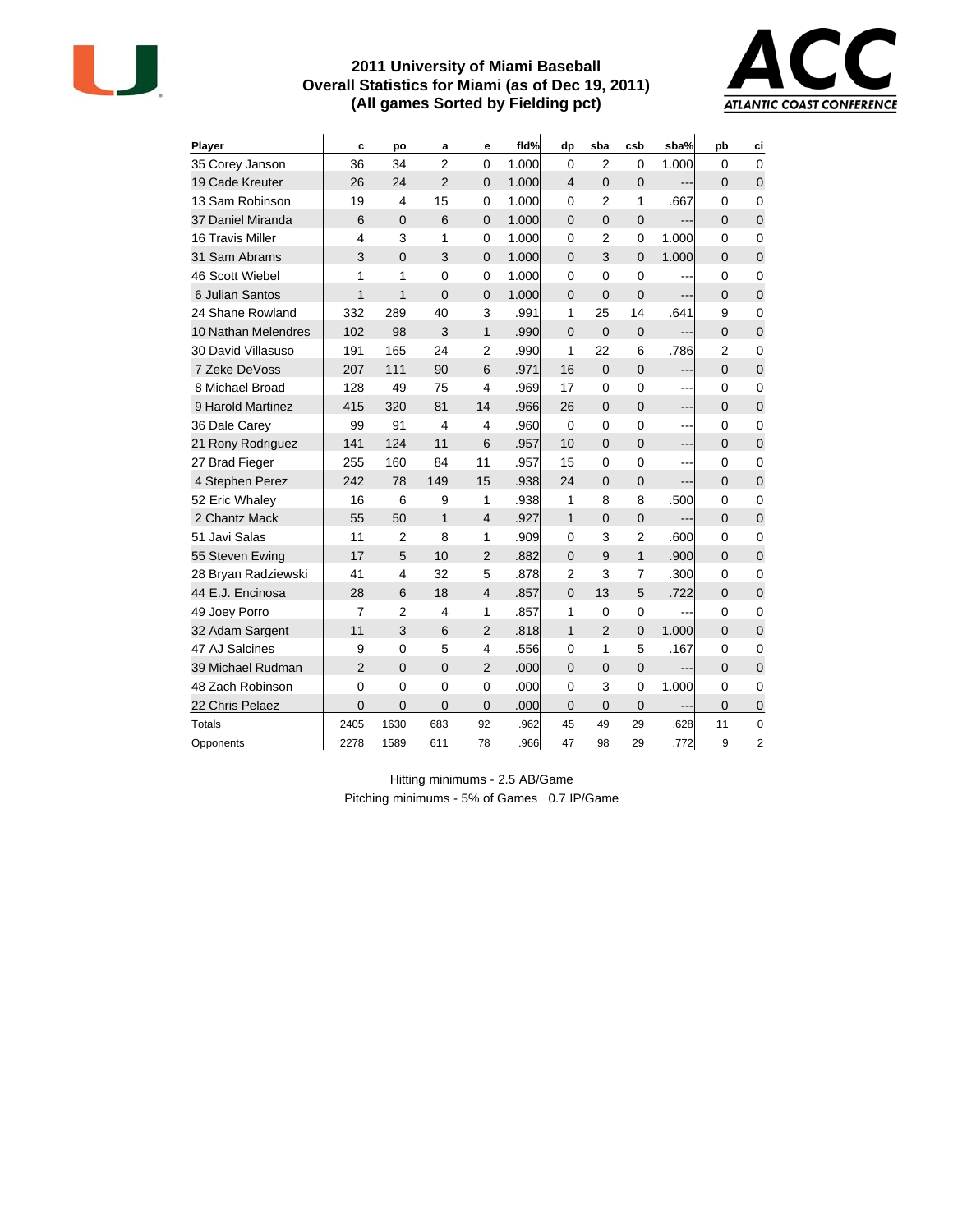# 2011 University of Miami Baseball
## Overall Statistics for Miami (as of Dec 19, 2011)
## (All games Sorted by Fielding pct)

| Player | c | po | a | e | fld% | dp | sba | csb | sba% | pb | ci |
|---|---|---|---|---|---|---|---|---|---|---|---|
| 35 Corey Janson | 36 | 34 | 2 | 0 | 1.000 | 0 | 2 | 0 | 1.000 | 0 | 0 |
| 19 Cade Kreuter | 26 | 24 | 2 | 0 | 1.000 | 4 | 0 | 0 | --- | 0 | 0 |
| 13 Sam Robinson | 19 | 4 | 15 | 0 | 1.000 | 0 | 2 | 1 | .667 | 0 | 0 |
| 37 Daniel Miranda | 6 | 0 | 6 | 0 | 1.000 | 0 | 0 | 0 | --- | 0 | 0 |
| 16 Travis Miller | 4 | 3 | 1 | 0 | 1.000 | 0 | 2 | 0 | 1.000 | 0 | 0 |
| 31 Sam Abrams | 3 | 0 | 3 | 0 | 1.000 | 0 | 3 | 0 | 1.000 | 0 | 0 |
| 46 Scott Wiebel | 1 | 1 | 0 | 0 | 1.000 | 0 | 0 | 0 | --- | 0 | 0 |
| 6 Julian Santos | 1 | 1 | 0 | 0 | 1.000 | 0 | 0 | 0 | --- | 0 | 0 |
| 24 Shane Rowland | 332 | 289 | 40 | 3 | .991 | 1 | 25 | 14 | .641 | 9 | 0 |
| 10 Nathan Melendres | 102 | 98 | 3 | 1 | .990 | 0 | 0 | 0 | --- | 0 | 0 |
| 30 David Villasuso | 191 | 165 | 24 | 2 | .990 | 1 | 22 | 6 | .786 | 2 | 0 |
| 7 Zeke DeVoss | 207 | 111 | 90 | 6 | .971 | 16 | 0 | 0 | --- | 0 | 0 |
| 8 Michael Broad | 128 | 49 | 75 | 4 | .969 | 17 | 0 | 0 | --- | 0 | 0 |
| 9 Harold Martinez | 415 | 320 | 81 | 14 | .966 | 26 | 0 | 0 | --- | 0 | 0 |
| 36 Dale Carey | 99 | 91 | 4 | 4 | .960 | 0 | 0 | 0 | --- | 0 | 0 |
| 21 Rony Rodriguez | 141 | 124 | 11 | 6 | .957 | 10 | 0 | 0 | --- | 0 | 0 |
| 27 Brad Fieger | 255 | 160 | 84 | 11 | .957 | 15 | 0 | 0 | --- | 0 | 0 |
| 4 Stephen Perez | 242 | 78 | 149 | 15 | .938 | 24 | 0 | 0 | --- | 0 | 0 |
| 52 Eric Whaley | 16 | 6 | 9 | 1 | .938 | 1 | 8 | 8 | .500 | 0 | 0 |
| 2 Chantz Mack | 55 | 50 | 1 | 4 | .927 | 1 | 0 | 0 | --- | 0 | 0 |
| 51 Javi Salas | 11 | 2 | 8 | 1 | .909 | 0 | 3 | 2 | .600 | 0 | 0 |
| 55 Steven Ewing | 17 | 5 | 10 | 2 | .882 | 0 | 9 | 1 | .900 | 0 | 0 |
| 28 Bryan Radziewski | 41 | 4 | 32 | 5 | .878 | 2 | 3 | 7 | .300 | 0 | 0 |
| 44 E.J. Encinosa | 28 | 6 | 18 | 4 | .857 | 0 | 13 | 5 | .722 | 0 | 0 |
| 49 Joey Porro | 7 | 2 | 4 | 1 | .857 | 1 | 0 | 0 | --- | 0 | 0 |
| 32 Adam Sargent | 11 | 3 | 6 | 2 | .818 | 1 | 2 | 0 | 1.000 | 0 | 0 |
| 47 AJ Salcines | 9 | 0 | 5 | 4 | .556 | 0 | 1 | 5 | .167 | 0 | 0 |
| 39 Michael Rudman | 2 | 0 | 0 | 2 | .000 | 0 | 0 | 0 | --- | 0 | 0 |
| 48 Zach Robinson | 0 | 0 | 0 | 0 | .000 | 0 | 3 | 0 | 1.000 | 0 | 0 |
| 22 Chris Pelaez | 0 | 0 | 0 | 0 | .000 | 0 | 0 | 0 | --- | 0 | 0 |
| Totals | 2405 | 1630 | 683 | 92 | .962 | 45 | 49 | 29 | .628 | 11 | 0 |
| Opponents | 2278 | 1589 | 611 | 78 | .966 | 47 | 98 | 29 | .772 | 9 | 2 |

Hitting minimums - 2.5 AB/Game

Pitching minimums - 5% of Games 0.7 IP/Game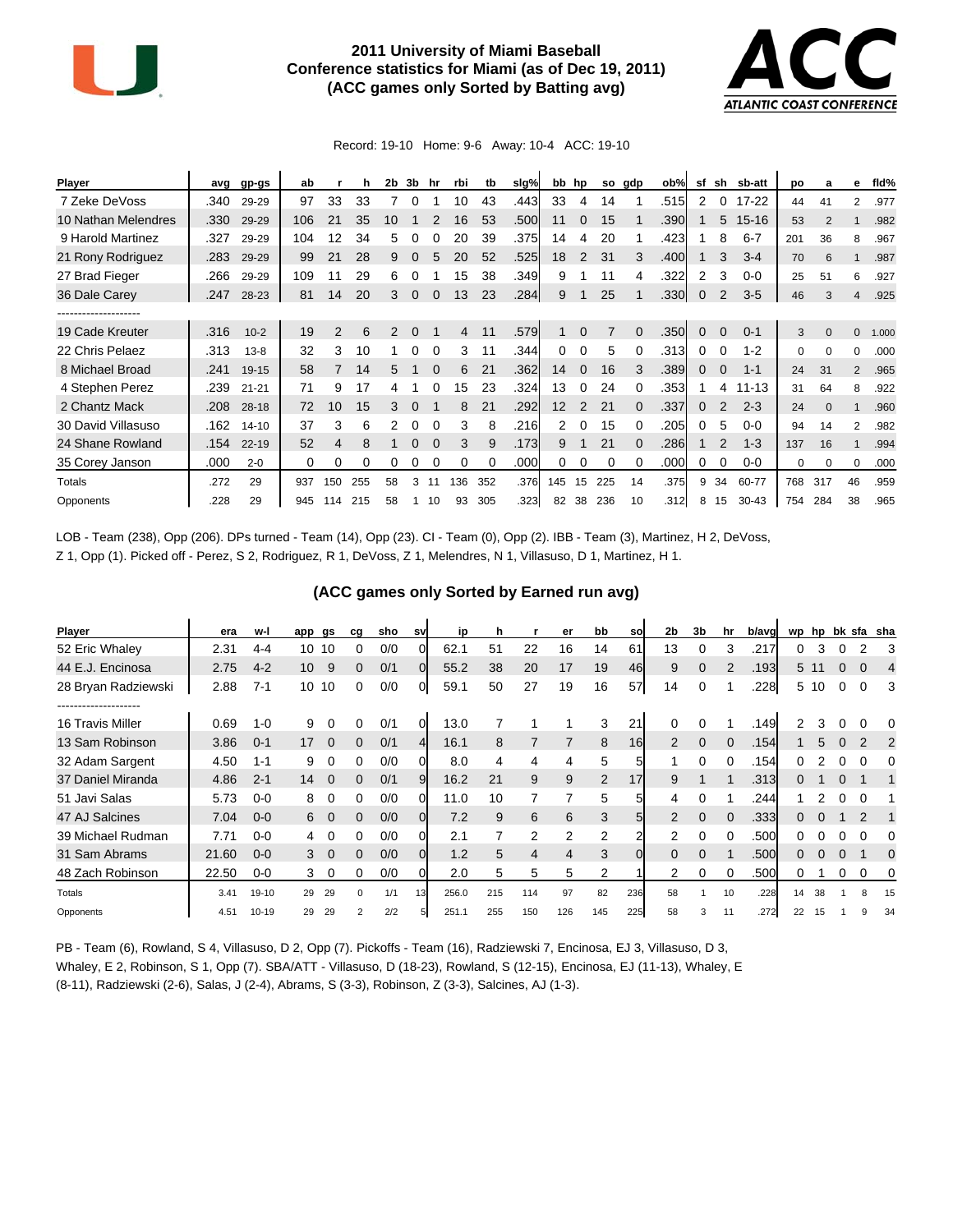# 2011 University of Miami Baseball
## Conference statistics for Miami (as of Dec 19, 2011)
### (ACC games only Sorted by Batting avg)

Record: 19-10 Home: 9-6 Away: 10-4 ACC: 19-10

| Player | avg | gp-gs | ab | r | h | 2b | 3b | hr | rbi | tb | slg% | bb | hp | so | gdp | ob% | sf | sh | sb-att | po | a | e | fld% |
|---|---|---|---|---|---|---|---|---|---|---|---|---|---|---|---|---|---|---|---|---|---|---|---|
| 7 Zeke DeVoss | .340 | 29-29 | 97 | 33 | 33 | 7 | 0 | 1 | 10 | 43 | .443 | 33 | 4 | 14 | 1 | .515 | 2 | 0 | 17-22 | 44 | 41 | 2 | .977 |
| 10 Nathan Melendres | .330 | 29-29 | 106 | 21 | 35 | 10 | 1 | 2 | 16 | 53 | .500 | 11 | 0 | 15 | 1 | .390 | 1 | 5 | 15-16 | 53 | 2 | 1 | .982 |
| 9 Harold Martinez | .327 | 29-29 | 104 | 12 | 34 | 5 | 0 | 0 | 20 | 39 | .375 | 14 | 4 | 20 | 1 | .423 | 1 | 8 | 6-7 | 201 | 36 | 8 | .967 |
| 21 Rony Rodriguez | .283 | 29-29 | 99 | 21 | 28 | 9 | 0 | 5 | 20 | 52 | .525 | 18 | 2 | 31 | 3 | .400 | 1 | 3 | 3-4 | 70 | 6 | 1 | .987 |
| 27 Brad Fieger | .266 | 29-29 | 109 | 11 | 29 | 6 | 0 | 1 | 15 | 38 | .349 | 9 | 1 | 11 | 4 | .322 | 2 | 3 | 0-0 | 25 | 51 | 6 | .927 |
| 36 Dale Carey | .247 | 28-23 | 81 | 14 | 20 | 3 | 0 | 0 | 13 | 23 | .284 | 9 | 1 | 25 | 1 | .330 | 0 | 2 | 3-5 | 46 | 3 | 4 | .925 |
| -------------------- | | | | | | | | | | | | | | | | | | | | | | | |
| 19 Cade Kreuter | .316 | 10-2 | 19 | 2 | 6 | 2 | 0 | 1 | 4 | 11 | .579 | 1 | 0 | 7 | 0 | .350 | 0 | 0 | 0-1 | 3 | 0 | 0 | 1.000 |
| 22 Chris Pelaez | .313 | 13-8 | 32 | 3 | 10 | 1 | 0 | 0 | 3 | 11 | .344 | 0 | 0 | 5 | 0 | .313 | 0 | 0 | 1-2 | 0 | 0 | 0 | .000 |
| 8 Michael Broad | .241 | 19-15 | 58 | 7 | 14 | 5 | 1 | 0 | 6 | 21 | .362 | 14 | 0 | 16 | 3 | .389 | 0 | 0 | 1-1 | 24 | 31 | 2 | .965 |
| 4 Stephen Perez | .239 | 21-21 | 71 | 9 | 17 | 4 | 1 | 0 | 15 | 23 | .324 | 13 | 0 | 24 | 0 | .353 | 1 | 4 | 11-13 | 31 | 64 | 8 | .922 |
| 2 Chantz Mack | .208 | 28-18 | 72 | 10 | 15 | 3 | 0 | 1 | 8 | 21 | .292 | 12 | 2 | 21 | 0 | .337 | 0 | 2 | 2-3 | 24 | 0 | 1 | .960 |
| 30 David Villasuso | .162 | 14-10 | 37 | 3 | 6 | 2 | 0 | 0 | 3 | 8 | .216 | 2 | 0 | 15 | 0 | .205 | 0 | 5 | 0-0 | 94 | 14 | 2 | .982 |
| 24 Shane Rowland | .154 | 22-19 | 52 | 4 | 8 | 1 | 0 | 0 | 3 | 9 | .173 | 9 | 1 | 21 | 0 | .286 | 1 | 2 | 1-3 | 137 | 16 | 1 | .994 |
| 35 Corey Janson | .000 | 2-0 | 0 | 0 | 0 | 0 | 0 | 0 | 0 | 0 | .000 | 0 | 0 | 0 | 0 | .000 | 0 | 0 | 0-0 | 0 | 0 | 0 | .000 |
| Totals | .272 | 29 | 937 | 150 | 255 | 58 | 3 | 11 | 136 | 352 | .376 | 145 | 15 | 225 | 14 | .375 | 9 | 34 | 60-77 | 768 | 317 | 46 | .959 |
| Opponents | .228 | 29 | 945 | 114 | 215 | 58 | 1 | 10 | 93 | 305 | .323 | 82 | 38 | 236 | 10 | .312 | 8 | 15 | 30-43 | 754 | 284 | 38 | .965 |

LOB - Team (238), Opp (206). DPs turned - Team (14), Opp (23). CI - Team (0), Opp (2). IBB - Team (3), Martinez, H 2, DeVoss, Z 1, Opp (1). Picked off - Perez, S 2, Rodriguez, R 1, DeVoss, Z 1, Melendres, N 1, Villasuso, D 1, Martinez, H 1.

### (ACC games only Sorted by Earned run avg)

| Player | era | w-l | app | gs | cg | sho | sv | ip | h | r | er | bb | so | 2b | 3b | hr | b/avg | wp | hp | bk | sfa | sha |
|---|---|---|---|---|---|---|---|---|---|---|---|---|---|---|---|---|---|---|---|---|---|---|
| 52 Eric Whaley | 2.31 | 4-4 | 10 | 10 | 0 | 0/0 | 0 | 62.1 | 51 | 22 | 16 | 14 | 61 | 13 | 0 | 3 | .217 | 0 | 3 | 0 | 2 | 3 |
| 44 E.J. Encinosa | 2.75 | 4-2 | 10 | 9 | 0 | 0/1 | 0 | 55.2 | 38 | 20 | 17 | 19 | 46 | 9 | 0 | 2 | .193 | 5 | 11 | 0 | 0 | 4 |
| 28 Bryan Radziewski | 2.88 | 7-1 | 10 | 10 | 0 | 0/0 | 0 | 59.1 | 50 | 27 | 19 | 16 | 57 | 14 | 0 | 1 | .228 | 5 | 10 | 0 | 0 | 3 |
| -------------------- | | | | | | | | | | | | | | | | | | | | | | |
| 16 Travis Miller | 0.69 | 1-0 | 9 | 0 | 0 | 0/1 | 0 | 13.0 | 7 | 1 | 1 | 3 | 21 | 0 | 0 | 1 | .149 | 2 | 3 | 0 | 0 | 0 |
| 13 Sam Robinson | 3.86 | 0-1 | 17 | 0 | 0 | 0/1 | 4 | 16.1 | 8 | 7 | 7 | 8 | 16 | 2 | 0 | 0 | .154 | 1 | 5 | 0 | 2 | 2 |
| 32 Adam Sargent | 4.50 | 1-1 | 9 | 0 | 0 | 0/0 | 0 | 8.0 | 4 | 4 | 4 | 5 | 5 | 1 | 0 | 0 | .154 | 0 | 2 | 0 | 0 | 0 |
| 37 Daniel Miranda | 4.86 | 2-1 | 14 | 0 | 0 | 0/1 | 9 | 16.2 | 21 | 9 | 9 | 2 | 17 | 9 | 1 | 1 | .313 | 0 | 1 | 0 | 1 | 1 |
| 51 Javi Salas | 5.73 | 0-0 | 8 | 0 | 0 | 0/0 | 0 | 11.0 | 10 | 7 | 7 | 5 | 5 | 4 | 0 | 1 | .244 | 1 | 2 | 0 | 0 | 1 |
| 47 AJ Salcines | 7.04 | 0-0 | 6 | 0 | 0 | 0/0 | 0 | 7.2 | 9 | 6 | 6 | 3 | 5 | 2 | 0 | 0 | .333 | 0 | 0 | 1 | 2 | 1 |
| 39 Michael Rudman | 7.71 | 0-0 | 4 | 0 | 0 | 0/0 | 0 | 2.1 | 7 | 2 | 2 | 2 | 2 | 2 | 0 | 0 | .500 | 0 | 0 | 0 | 0 | 0 |
| 31 Sam Abrams | 21.60 | 0-0 | 3 | 0 | 0 | 0/0 | 0 | 1.2 | 5 | 4 | 4 | 3 | 0 | 0 | 0 | 1 | .500 | 0 | 0 | 0 | 1 | 0 |
| 48 Zach Robinson | 22.50 | 0-0 | 3 | 0 | 0 | 0/0 | 0 | 2.0 | 5 | 5 | 5 | 2 | 1 | 2 | 0 | 0 | .500 | 0 | 1 | 0 | 0 | 0 |
| Totals | 3.41 | 19-10 | 29 | 29 | 0 | 1/1 | 13 | 256.0 | 215 | 114 | 97 | 82 | 236 | 58 | 1 | 10 | .228 | 14 | 38 | 1 | 8 | 15 |
| Opponents | 4.51 | 10-19 | 29 | 29 | 2 | 2/2 | 5 | 251.1 | 255 | 150 | 126 | 145 | 225 | 58 | 3 | 11 | .272 | 22 | 15 | 1 | 9 | 34 |

PB - Team (6), Rowland, S 4, Villasuso, D 2, Opp (7). Pickoffs - Team (16), Radziewski 7, Encinosa, EJ 3, Villasuso, D 3, Whaley, E 2, Robinson, S 1, Opp (7). SBA/ATT - Villasuso, D (18-23), Rowland, S (12-15), Encinosa, EJ (11-13), Whaley, E (8-11), Radziewski (2-6), Salas, J (2-4), Abrams, S (3-3), Robinson, Z (3-3), Salcines, AJ (1-3).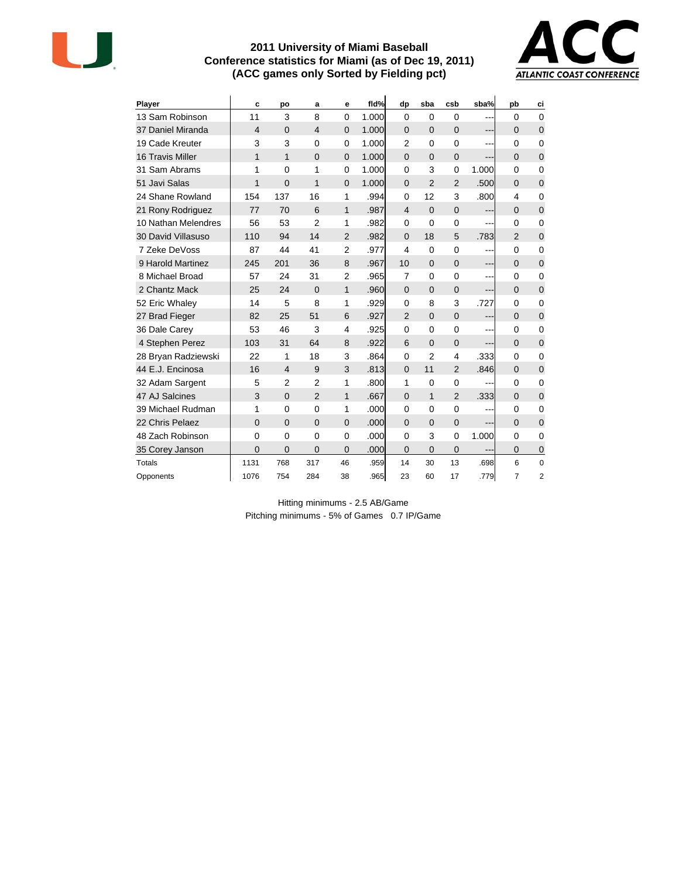# 2011 University of Miami Baseball
## Conference statistics for Miami (as of Dec 19, 2011)
## (ACC games only Sorted by Fielding pct)

| Player | c | po | a | e | fld% | dp | sba | csb | sba% | pb | ci |
|---|---|---|---|---|---|---|---|---|---|---|---|
| 13 Sam Robinson | 11 | 3 | 8 | 0 | 1.000 | 0 | 0 | 0 | --- | 0 | 0 |
| 37 Daniel Miranda | 4 | 0 | 4 | 0 | 1.000 | 0 | 0 | 0 | --- | 0 | 0 |
| 19 Cade Kreuter | 3 | 3 | 0 | 0 | 1.000 | 2 | 0 | 0 | --- | 0 | 0 |
| 16 Travis Miller | 1 | 1 | 0 | 0 | 1.000 | 0 | 0 | 0 | --- | 0 | 0 |
| 31 Sam Abrams | 1 | 0 | 1 | 0 | 1.000 | 0 | 3 | 0 | 1.000 | 0 | 0 |
| 51 Javi Salas | 1 | 0 | 1 | 0 | 1.000 | 0 | 2 | 2 | .500 | 0 | 0 |
| 24 Shane Rowland | 154 | 137 | 16 | 1 | .994 | 0 | 12 | 3 | .800 | 4 | 0 |
| 21 Rony Rodriguez | 77 | 70 | 6 | 1 | .987 | 4 | 0 | 0 | --- | 0 | 0 |
| 10 Nathan Melendres | 56 | 53 | 2 | 1 | .982 | 0 | 0 | 0 | --- | 0 | 0 |
| 30 David Villasuso | 110 | 94 | 14 | 2 | .982 | 0 | 18 | 5 | .783 | 2 | 0 |
| 7 Zeke DeVoss | 87 | 44 | 41 | 2 | .977 | 4 | 0 | 0 | --- | 0 | 0 |
| 9 Harold Martinez | 245 | 201 | 36 | 8 | .967 | 10 | 0 | 0 | --- | 0 | 0 |
| 8 Michael Broad | 57 | 24 | 31 | 2 | .965 | 7 | 0 | 0 | --- | 0 | 0 |
| 2 Chantz Mack | 25 | 24 | 0 | 1 | .960 | 0 | 0 | 0 | --- | 0 | 0 |
| 52 Eric Whaley | 14 | 5 | 8 | 1 | .929 | 0 | 8 | 3 | .727 | 0 | 0 |
| 27 Brad Fieger | 82 | 25 | 51 | 6 | .927 | 2 | 0 | 0 | --- | 0 | 0 |
| 36 Dale Carey | 53 | 46 | 3 | 4 | .925 | 0 | 0 | 0 | --- | 0 | 0 |
| 4 Stephen Perez | 103 | 31 | 64 | 8 | .922 | 6 | 0 | 0 | --- | 0 | 0 |
| 28 Bryan Radziewski | 22 | 1 | 18 | 3 | .864 | 0 | 2 | 4 | .333 | 0 | 0 |
| 44 E.J. Encinosa | 16 | 4 | 9 | 3 | .813 | 0 | 11 | 2 | .846 | 0 | 0 |
| 32 Adam Sargent | 5 | 2 | 2 | 1 | .800 | 1 | 0 | 0 | --- | 0 | 0 |
| 47 AJ Salcines | 3 | 0 | 2 | 1 | .667 | 0 | 1 | 2 | .333 | 0 | 0 |
| 39 Michael Rudman | 1 | 0 | 0 | 1 | .000 | 0 | 0 | 0 | --- | 0 | 0 |
| 22 Chris Pelaez | 0 | 0 | 0 | 0 | .000 | 0 | 0 | 0 | --- | 0 | 0 |
| 48 Zach Robinson | 0 | 0 | 0 | 0 | .000 | 0 | 3 | 0 | 1.000 | 0 | 0 |
| 35 Corey Janson | 0 | 0 | 0 | 0 | .000 | 0 | 0 | 0 | --- | 0 | 0 |
| Totals | 1131 | 768 | 317 | 46 | .959 | 14 | 30 | 13 | .698 | 6 | 0 |
| Opponents | 1076 | 754 | 284 | 38 | .965 | 23 | 60 | 17 | .779 | 7 | 2 |

Hitting minimums - 2.5 AB/Game

Pitching minimums - 5% of Games 0.7 IP/Game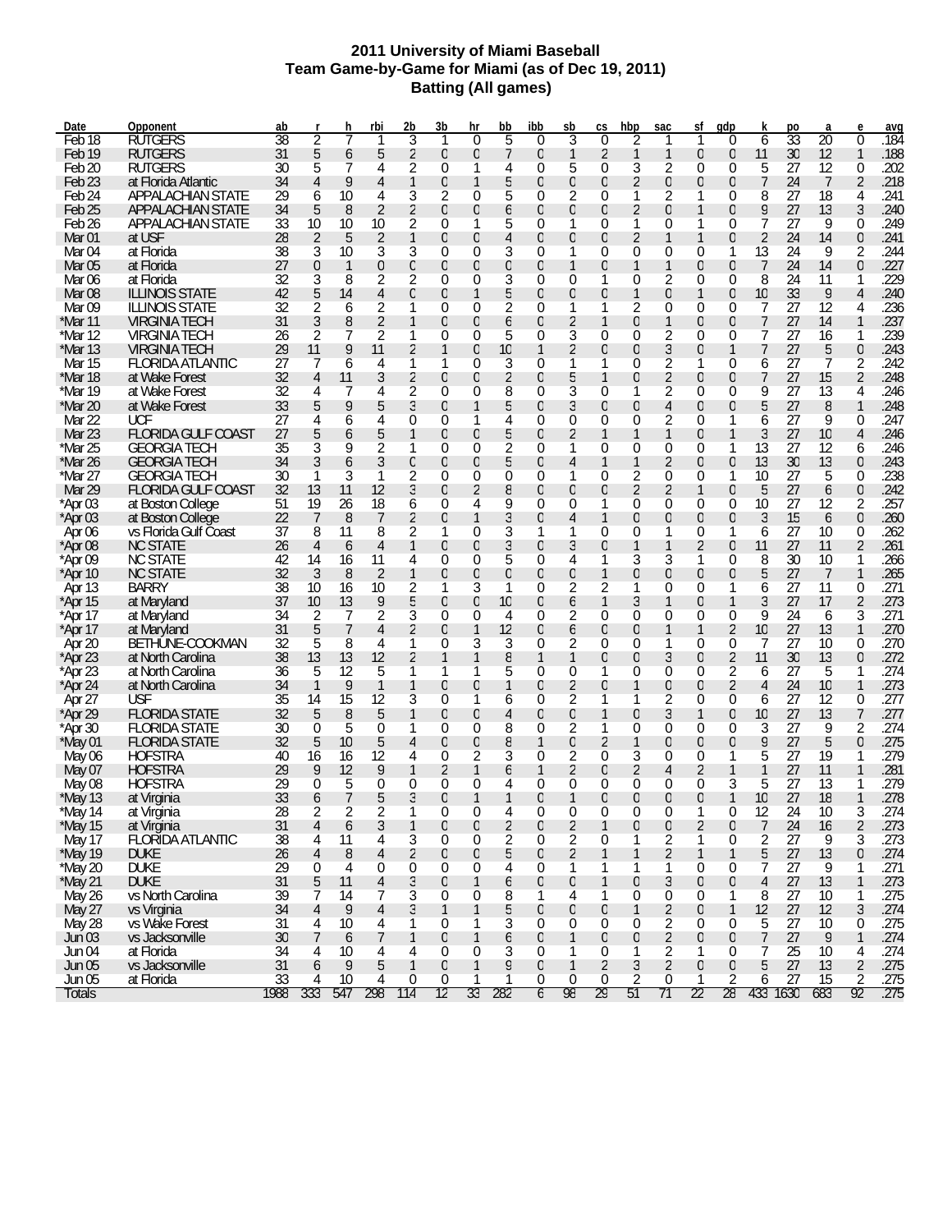# 2011 University of Miami Baseball
## Team Game-by-Game for Miami (as of Dec 19, 2011)
### Batting (All games)

| Date | Opponent | ab | r | h | rbi | 2b | 3b | hr | bb | ibb | sb | cs | hbp | sac | sf | gdp | k | po | a | e | avg |
|---|---|---|---|---|---|---|---|---|---|---|---|---|---|---|---|---|---|---|---|---|---|
| Feb 18 | RUTGERS | 38 | 2 | 7 | 1 | 3 | 1 | 0 | 5 | 0 | 3 | 0 | 2 | 1 | 1 | 0 | 6 | 33 | 20 | 0 | .184 |
| Feb 19 | RUTGERS | 31 | 5 | 6 | 5 | 2 | 0 | 0 | 7 | 0 | 1 | 2 | 1 | 1 | 0 | 0 | 11 | 30 | 12 | 1 | .188 |
| Feb 20 | RUTGERS | 30 | 5 | 7 | 4 | 2 | 0 | 1 | 4 | 0 | 5 | 0 | 3 | 2 | 0 | 0 | 5 | 27 | 12 | 0 | .202 |
| Feb 23 | at Florida Atlantic | 34 | 4 | 9 | 4 | 1 | 0 | 1 | 5 | 0 | 0 | 0 | 2 | 0 | 0 | 0 | 7 | 24 | 7 | 2 | .218 |
| Feb 24 | APPALACHIAN STATE | 29 | 6 | 10 | 4 | 3 | 2 | 0 | 5 | 0 | 2 | 0 | 1 | 2 | 1 | 0 | 8 | 27 | 18 | 4 | .241 |
| Feb 25 | APPALACHIAN STATE | 34 | 5 | 8 | 2 | 2 | 0 | 0 | 6 | 0 | 0 | 0 | 2 | 0 | 1 | 0 | 9 | 27 | 13 | 3 | .240 |
| Feb 26 | APPALACHIAN STATE | 33 | 10 | 10 | 10 | 2 | 0 | 1 | 5 | 0 | 1 | 0 | 1 | 0 | 1 | 0 | 7 | 27 | 9 | 0 | .249 |
| Mar 01 | at USF | 28 | 2 | 5 | 2 | 1 | 0 | 0 | 4 | 0 | 0 | 0 | 2 | 1 | 1 | 0 | 2 | 24 | 14 | 0 | .241 |
| Mar 04 | at Florida | 38 | 3 | 10 | 3 | 3 | 0 | 0 | 3 | 0 | 1 | 0 | 0 | 0 | 0 | 1 | 13 | 24 | 9 | 2 | .244 |
| Mar 05 | at Florida | 27 | 0 | 1 | 0 | 0 | 0 | 0 | 0 | 0 | 1 | 0 | 1 | 1 | 0 | 0 | 7 | 24 | 14 | 0 | .227 |
| Mar 06 | at Florida | 32 | 3 | 8 | 2 | 2 | 0 | 0 | 3 | 0 | 0 | 1 | 0 | 2 | 0 | 0 | 8 | 24 | 11 | 1 | .229 |
| Mar 08 | ILLINOIS STATE | 42 | 5 | 14 | 4 | 0 | 0 | 1 | 5 | 0 | 0 | 0 | 1 | 0 | 1 | 0 | 10 | 33 | 9 | 4 | .240 |
| Mar 09 | ILLINOIS STATE | 32 | 2 | 6 | 2 | 1 | 0 | 0 | 2 | 0 | 1 | 1 | 2 | 0 | 0 | 0 | 7 | 27 | 12 | 4 | .236 |
| *Mar 11 | VIRGINIA TECH | 31 | 3 | 8 | 2 | 1 | 0 | 0 | 6 | 0 | 2 | 1 | 0 | 1 | 0 | 0 | 7 | 27 | 14 | 1 | .237 |
| *Mar 12 | VIRGINIA TECH | 26 | 2 | 7 | 2 | 1 | 0 | 0 | 5 | 0 | 3 | 0 | 0 | 2 | 0 | 0 | 7 | 27 | 16 | 1 | .239 |
| *Mar 13 | VIRGINIA TECH | 29 | 11 | 9 | 11 | 2 | 1 | 0 | 10 | 1 | 2 | 0 | 0 | 3 | 0 | 1 | 7 | 27 | 5 | 0 | .243 |
| Mar 15 | FLORIDA ATLANTIC | 27 | 7 | 6 | 4 | 1 | 1 | 0 | 3 | 0 | 1 | 1 | 0 | 2 | 1 | 0 | 6 | 27 | 7 | 2 | .242 |
| *Mar 18 | at Wake Forest | 32 | 4 | 11 | 3 | 2 | 0 | 0 | 2 | 0 | 5 | 1 | 0 | 2 | 0 | 0 | 7 | 27 | 15 | 2 | .248 |
| *Mar 19 | at Wake Forest | 32 | 4 | 7 | 4 | 2 | 0 | 0 | 8 | 0 | 3 | 0 | 1 | 2 | 0 | 0 | 9 | 27 | 13 | 4 | .246 |
| *Mar 20 | at Wake Forest | 33 | 5 | 9 | 5 | 3 | 0 | 1 | 5 | 0 | 3 | 0 | 0 | 4 | 0 | 0 | 5 | 27 | 8 | 1 | .248 |
| Mar 22 | UCF | 27 | 4 | 6 | 4 | 0 | 0 | 1 | 4 | 0 | 0 | 0 | 0 | 2 | 0 | 1 | 6 | 27 | 9 | 0 | .247 |
| Mar 23 | FLORIDA GULF COAST | 27 | 5 | 6 | 5 | 1 | 0 | 0 | 5 | 0 | 2 | 1 | 1 | 1 | 0 | 1 | 3 | 27 | 10 | 4 | .246 |
| *Mar 25 | GEORGIA TECH | 35 | 3 | 9 | 2 | 1 | 0 | 0 | 2 | 0 | 1 | 0 | 0 | 0 | 0 | 1 | 13 | 27 | 12 | 6 | .246 |
| *Mar 26 | GEORGIA TECH | 34 | 3 | 6 | 3 | 0 | 0 | 0 | 5 | 0 | 4 | 1 | 1 | 2 | 0 | 0 | 13 | 30 | 13 | 0 | .243 |
| *Mar 27 | GEORGIA TECH | 30 | 1 | 3 | 1 | 2 | 0 | 0 | 0 | 0 | 1 | 0 | 2 | 0 | 0 | 1 | 10 | 27 | 5 | 0 | .238 |
| Mar 29 | FLORIDA GULF COAST | 32 | 13 | 11 | 12 | 3 | 0 | 2 | 8 | 0 | 0 | 0 | 2 | 2 | 1 | 0 | 5 | 27 | 6 | 0 | .242 |
| *Apr 03 | at Boston College | 51 | 19 | 26 | 18 | 6 | 0 | 4 | 9 | 0 | 0 | 1 | 0 | 0 | 0 | 0 | 10 | 27 | 12 | 2 | .257 |
| *Apr 03 | at Boston College | 22 | 7 | 8 | 7 | 2 | 0 | 1 | 3 | 0 | 4 | 1 | 0 | 0 | 0 | 0 | 3 | 15 | 6 | 0 | .260 |
| Apr 06 | vs Florida Gulf Coast | 37 | 8 | 11 | 8 | 2 | 1 | 0 | 3 | 1 | 1 | 0 | 0 | 1 | 0 | 1 | 6 | 27 | 10 | 0 | .262 |
| *Apr 08 | NC STATE | 26 | 4 | 6 | 4 | 1 | 0 | 0 | 3 | 0 | 3 | 0 | 1 | 1 | 2 | 0 | 11 | 27 | 11 | 2 | .261 |
| *Apr 09 | NC STATE | 42 | 14 | 16 | 11 | 4 | 0 | 0 | 5 | 0 | 4 | 1 | 3 | 3 | 1 | 0 | 8 | 30 | 10 | 1 | .266 |
| *Apr 10 | NC STATE | 32 | 3 | 8 | 2 | 1 | 0 | 0 | 0 | 0 | 0 | 1 | 0 | 0 | 0 | 0 | 5 | 27 | 7 | 1 | .265 |
| Apr 13 | BARRY | 38 | 10 | 16 | 10 | 2 | 1 | 3 | 1 | 0 | 2 | 2 | 1 | 0 | 0 | 1 | 6 | 27 | 11 | 0 | .271 |
| *Apr 15 | at Maryland | 37 | 10 | 13 | 9 | 5 | 0 | 0 | 10 | 0 | 6 | 1 | 3 | 1 | 0 | 1 | 3 | 27 | 17 | 2 | .273 |
| *Apr 17 | at Maryland | 34 | 2 | 7 | 2 | 3 | 0 | 0 | 4 | 0 | 2 | 0 | 0 | 0 | 0 | 0 | 9 | 24 | 6 | 3 | .271 |
| *Apr 17 | at Maryland | 31 | 5 | 7 | 4 | 2 | 0 | 1 | 12 | 0 | 6 | 0 | 0 | 1 | 1 | 2 | 10 | 27 | 13 | 1 | .270 |
| Apr 20 | BETHUNE-COOKMAN | 32 | 5 | 8 | 4 | 1 | 0 | 3 | 3 | 0 | 2 | 0 | 0 | 1 | 0 | 0 | 7 | 27 | 10 | 0 | .270 |
| *Apr 23 | at North Carolina | 38 | 13 | 13 | 12 | 2 | 1 | 1 | 8 | 1 | 1 | 0 | 0 | 3 | 0 | 2 | 11 | 30 | 13 | 0 | .272 |
| *Apr 23 | at North Carolina | 36 | 5 | 12 | 5 | 1 | 1 | 1 | 5 | 0 | 0 | 1 | 0 | 0 | 0 | 2 | 6 | 27 | 5 | 1 | .274 |
| *Apr 24 | at North Carolina | 34 | 1 | 9 | 1 | 1 | 0 | 0 | 1 | 0 | 2 | 0 | 1 | 0 | 0 | 2 | 4 | 24 | 10 | 1 | .273 |
| Apr 27 | USF | 35 | 14 | 15 | 12 | 3 | 0 | 1 | 6 | 0 | 2 | 1 | 1 | 2 | 0 | 0 | 6 | 27 | 12 | 0 | .277 |
| *Apr 29 | FLORIDA STATE | 32 | 5 | 8 | 5 | 1 | 0 | 0 | 4 | 0 | 0 | 1 | 0 | 3 | 1 | 0 | 10 | 27 | 13 | 7 | .277 |
| *Apr 30 | FLORIDA STATE | 30 | 0 | 5 | 0 | 1 | 0 | 0 | 8 | 0 | 2 | 1 | 0 | 0 | 0 | 0 | 3 | 27 | 9 | 2 | .274 |
| *May 01 | FLORIDA STATE | 32 | 5 | 10 | 5 | 4 | 0 | 0 | 8 | 1 | 0 | 2 | 1 | 0 | 0 | 0 | 9 | 27 | 5 | 0 | .275 |
| May 06 | HOFSTRA | 40 | 16 | 16 | 12 | 4 | 0 | 2 | 3 | 0 | 2 | 0 | 3 | 0 | 0 | 1 | 5 | 27 | 19 | 1 | .279 |
| May 07 | HOFSTRA | 29 | 9 | 12 | 9 | 1 | 2 | 1 | 6 | 1 | 2 | 0 | 2 | 4 | 2 | 1 | 1 | 27 | 11 | 1 | .281 |
| May 08 | HOFSTRA | 29 | 0 | 5 | 0 | 0 | 0 | 0 | 4 | 0 | 0 | 0 | 0 | 0 | 0 | 3 | 5 | 27 | 13 | 1 | .279 |
| *May 13 | at Virginia | 33 | 6 | 7 | 5 | 3 | 0 | 1 | 1 | 0 | 1 | 0 | 0 | 0 | 0 | 1 | 10 | 27 | 18 | 1 | .278 |
| *May 14 | at Virginia | 28 | 2 | 2 | 2 | 1 | 0 | 0 | 4 | 0 | 0 | 0 | 0 | 0 | 1 | 0 | 12 | 24 | 10 | 3 | .274 |
| *May 15 | at Virginia | 31 | 4 | 6 | 3 | 1 | 0 | 0 | 2 | 0 | 2 | 1 | 0 | 0 | 2 | 0 | 7 | 24 | 16 | 2 | .273 |
| May 17 | FLORIDA ATLANTIC | 38 | 4 | 11 | 4 | 3 | 0 | 0 | 2 | 0 | 2 | 0 | 1 | 2 | 1 | 0 | 2 | 27 | 9 | 3 | .273 |
| *May 19 | DUKE | 26 | 4 | 8 | 4 | 2 | 0 | 0 | 5 | 0 | 2 | 1 | 1 | 2 | 1 | 1 | 5 | 27 | 13 | 0 | .274 |
| *May 20 | DUKE | 29 | 0 | 4 | 0 | 0 | 0 | 0 | 4 | 0 | 1 | 1 | 1 | 1 | 0 | 0 | 7 | 27 | 9 | 1 | .271 |
| *May 21 | DUKE | 31 | 5 | 11 | 4 | 3 | 0 | 1 | 6 | 0 | 0 | 1 | 0 | 3 | 0 | 0 | 4 | 27 | 13 | 1 | .273 |
| May 26 | vs North Carolina | 39 | 7 | 14 | 7 | 3 | 0 | 0 | 8 | 1 | 4 | 1 | 0 | 0 | 0 | 1 | 8 | 27 | 10 | 1 | .275 |
| May 27 | vs Virginia | 34 | 4 | 9 | 4 | 3 | 1 | 1 | 5 | 0 | 0 | 0 | 1 | 2 | 0 | 1 | 12 | 27 | 12 | 3 | .274 |
| May 28 | vs Wake Forest | 31 | 4 | 10 | 4 | 1 | 0 | 1 | 3 | 0 | 0 | 0 | 0 | 2 | 0 | 0 | 5 | 27 | 10 | 0 | .275 |
| Jun 03 | vs Jacksonville | 30 | 7 | 6 | 7 | 1 | 0 | 1 | 6 | 0 | 1 | 0 | 0 | 2 | 0 | 0 | 7 | 27 | 9 | 1 | .274 |
| Jun 04 | at Florida | 34 | 4 | 10 | 4 | 4 | 0 | 0 | 3 | 0 | 1 | 0 | 1 | 2 | 1 | 0 | 7 | 25 | 10 | 4 | .274 |
| Jun 05 | vs Jacksonville | 31 | 6 | 9 | 5 | 1 | 0 | 1 | 9 | 0 | 1 | 2 | 3 | 2 | 0 | 0 | 5 | 27 | 13 | 2 | .275 |
| Jun 05 | at Florida | 33 | 4 | 10 | 4 | 0 | 0 | 1 | 1 | 0 | 0 | 0 | 2 | 0 | 1 | 2 | 6 | 27 | 15 | 2 | .275 |
| Totals | | 1988 | 333 | 547 | 298 | 114 | 12 | 33 | 282 | 6 | 98 | 29 | 51 | 71 | 22 | 28 | 433 | 1630 | 683 | 92 | .275 |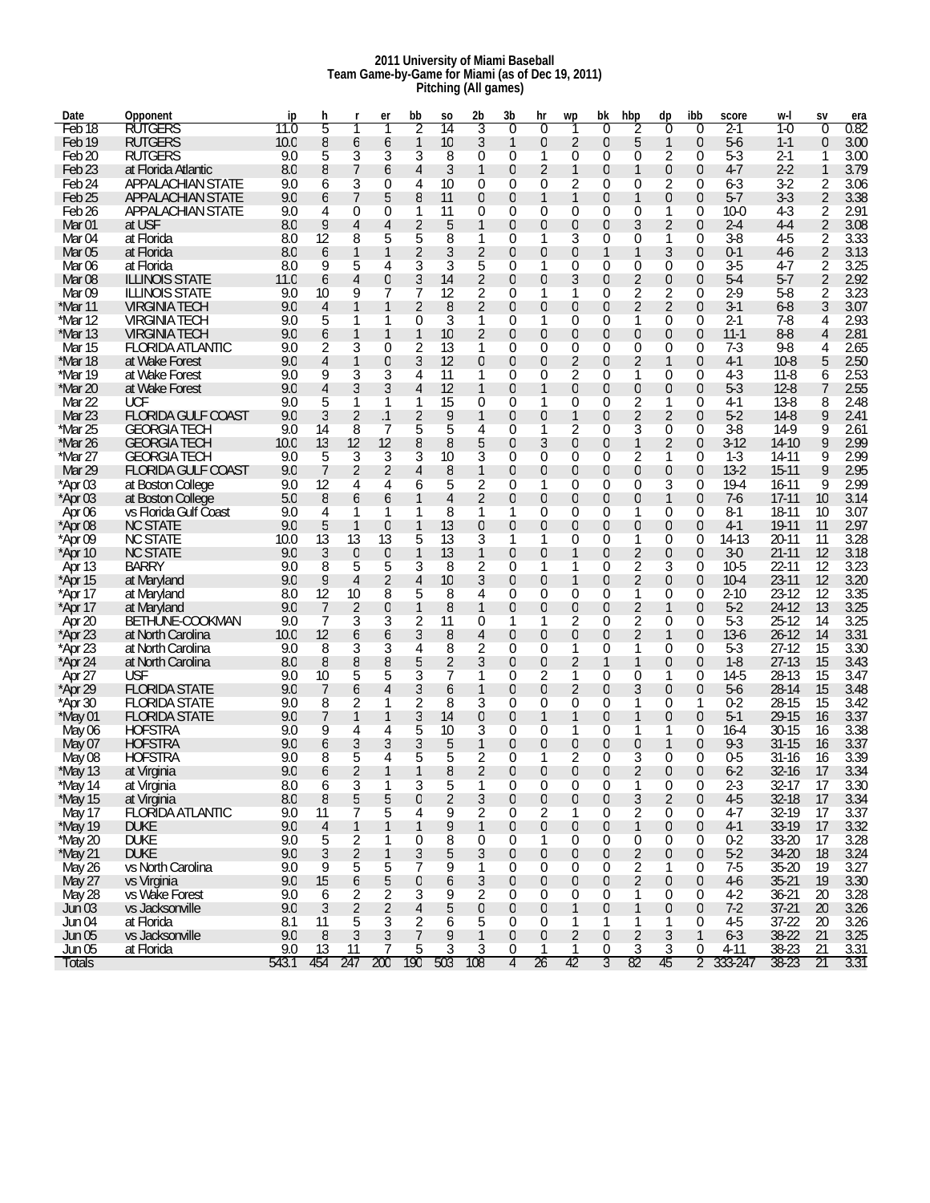# 2011 University of Miami Baseball
## Team Game-by-Game for Miami (as of Dec 19, 2011)
### Pitching (All games)

| Date | Opponent | ip | h | r | er | bb | so | 2b | 3b | hr | wp | bk | hbp | dp | ibb | score | w-l | sv | era |
|---|---|---|---|---|---|---|---|---|---|---|---|---|---|---|---|---|---|---|---|
| Feb 18 | RUTGERS | 11.0 | 5 | 1 | 1 | 2 | 14 | 3 | 0 | 0 | 1 | 0 | 2 | 0 | 0 | 2-1 | 1-0 | 0 | 0.82 |
| Feb 19 | RUTGERS | 10.0 | 8 | 6 | 6 | 1 | 10 | 3 | 1 | 0 | 2 | 0 | 5 | 1 | 0 | 5-6 | 1-1 | 0 | 3.00 |
| Feb 20 | RUTGERS | 9.0 | 5 | 3 | 3 | 3 | 8 | 0 | 0 | 1 | 0 | 0 | 0 | 2 | 0 | 5-3 | 2-1 | 1 | 3.00 |
| Feb 23 | at Florida Atlantic | 8.0 | 8 | 7 | 6 | 4 | 3 | 1 | 0 | 2 | 1 | 0 | 1 | 0 | 0 | 4-7 | 2-2 | 1 | 3.79 |
| Feb 24 | APPALACHIAN STATE | 9.0 | 6 | 3 | 0 | 4 | 10 | 0 | 0 | 0 | 2 | 0 | 0 | 2 | 0 | 6-3 | 3-2 | 2 | 3.06 |
| Feb 25 | APPALACHIAN STATE | 9.0 | 6 | 7 | 5 | 8 | 11 | 0 | 0 | 1 | 1 | 0 | 1 | 0 | 0 | 5-7 | 3-3 | 2 | 3.38 |
| Feb 26 | APPALACHIAN STATE | 9.0 | 4 | 0 | 0 | 1 | 11 | 0 | 0 | 0 | 0 | 0 | 0 | 1 | 0 | 10-0 | 4-3 | 2 | 2.91 |
| Mar 01 | at USF | 8.0 | 9 | 4 | 4 | 2 | 5 | 1 | 0 | 0 | 0 | 0 | 3 | 2 | 0 | 2-4 | 4-4 | 2 | 3.08 |
| Mar 04 | at Florida | 8.0 | 12 | 8 | 5 | 5 | 8 | 1 | 0 | 1 | 3 | 0 | 0 | 1 | 0 | 3-8 | 4-5 | 2 | 3.33 |
| Mar 05 | at Florida | 8.0 | 6 | 1 | 1 | 2 | 3 | 2 | 0 | 0 | 0 | 1 | 1 | 3 | 0 | 0-1 | 4-6 | 2 | 3.13 |
| Mar 06 | at Florida | 8.0 | 9 | 5 | 4 | 3 | 3 | 5 | 0 | 1 | 0 | 0 | 0 | 0 | 0 | 3-5 | 4-7 | 2 | 3.25 |
| Mar 08 | ILLINOIS STATE | 11.0 | 6 | 4 | 0 | 3 | 14 | 2 | 0 | 0 | 3 | 0 | 2 | 0 | 0 | 5-4 | 5-7 | 2 | 2.92 |
| Mar 09 | ILLINOIS STATE | 9.0 | 10 | 9 | 7 | 7 | 12 | 2 | 0 | 1 | 1 | 0 | 2 | 2 | 0 | 2-9 | 5-8 | 2 | 3.23 |
| *Mar 11 | VIRGINIA TECH | 9.0 | 4 | 1 | 1 | 2 | 8 | 2 | 0 | 0 | 0 | 0 | 2 | 2 | 0 | 3-1 | 6-8 | 3 | 3.07 |
| *Mar 12 | VIRGINIA TECH | 9.0 | 5 | 1 | 1 | 0 | 3 | 1 | 0 | 1 | 0 | 0 | 1 | 0 | 0 | 2-1 | 7-8 | 4 | 2.93 |
| *Mar 13 | VIRGINIA TECH | 9.0 | 6 | 1 | 1 | 1 | 10 | 2 | 0 | 0 | 0 | 0 | 0 | 0 | 0 | 11-1 | 8-8 | 4 | 2.81 |
| Mar 15 | FLORIDA ATLANTIC | 9.0 | 2 | 3 | 0 | 2 | 13 | 1 | 0 | 0 | 0 | 0 | 0 | 0 | 0 | 7-3 | 9-8 | 4 | 2.65 |
| *Mar 18 | at Wake Forest | 9.0 | 4 | 1 | 0 | 3 | 12 | 0 | 0 | 0 | 2 | 0 | 2 | 1 | 0 | 4-1 | 10-8 | 5 | 2.50 |
| *Mar 19 | at Wake Forest | 9.0 | 9 | 3 | 3 | 4 | 11 | 1 | 0 | 0 | 2 | 0 | 1 | 0 | 0 | 4-3 | 11-8 | 6 | 2.53 |
| *Mar 20 | at Wake Forest | 9.0 | 4 | 3 | 3 | 4 | 12 | 1 | 0 | 1 | 0 | 0 | 0 | 0 | 0 | 5-3 | 12-8 | 7 | 2.55 |
| Mar 22 | UCF | 9.0 | 5 | 1 | 1 | 1 | 15 | 0 | 0 | 1 | 0 | 0 | 2 | 1 | 0 | 4-1 | 13-8 | 8 | 2.48 |
| Mar 23 | FLORIDA GULF COAST | 9.0 | 3 | 2 | .1 | 2 | 9 | 1 | 0 | 0 | 1 | 0 | 2 | 2 | 0 | 5-2 | 14-8 | 9 | 2.41 |
| *Mar 25 | GEORGIA TECH | 9.0 | 14 | 8 | 7 | 5 | 5 | 4 | 0 | 1 | 2 | 0 | 3 | 0 | 0 | 5-8 | 14-9 | 9 | 2.61 |
| *Mar 26 | GEORGIA TECH | 10.0 | 13 | 12 | 12 | 8 | 8 | 5 | 0 | 3 | 0 | 0 | 1 | 2 | 0 | 3-12 | 14-10 | 9 | 2.99 |
| *Mar 27 | GEORGIA TECH | 9.0 | 5 | 3 | 3 | 3 | 10 | 3 | 0 | 0 | 0 | 0 | 2 | 1 | 0 | 1-3 | 14-11 | 9 | 2.99 |
| Mar 29 | FLORIDA GULF COAST | 9.0 | 7 | 2 | 2 | 4 | 8 | 1 | 0 | 0 | 0 | 0 | 0 | 0 | 0 | 13-2 | 15-11 | 9 | 2.95 |
| *Apr 03 | at Boston College | 9.0 | 12 | 4 | 4 | 6 | 5 | 2 | 0 | 1 | 0 | 0 | 0 | 3 | 0 | 19-4 | 16-11 | 9 | 2.99 |
| *Apr 03 | at Boston College | 5.0 | 8 | 6 | 6 | 1 | 4 | 2 | 0 | 0 | 0 | 0 | 0 | 1 | 0 | 7-6 | 17-11 | 10 | 3.14 |
| Apr 06 | vs Florida Gulf Coast | 9.0 | 4 | 1 | 1 | 1 | 8 | 1 | 1 | 0 | 0 | 0 | 1 | 0 | 0 | 8-1 | 18-11 | 10 | 3.07 |
| *Apr 08 | NC STATE | 9.0 | 5 | 1 | 0 | 1 | 13 | 0 | 0 | 0 | 0 | 0 | 0 | 0 | 0 | 4-1 | 19-11 | 11 | 2.97 |
| *Apr 09 | NC STATE | 10.0 | 13 | 13 | 13 | 5 | 13 | 3 | 1 | 1 | 0 | 0 | 1 | 0 | 0 | 14-13 | 20-11 | 11 | 3.28 |
| *Apr 10 | NC STATE | 9.0 | 3 | 0 | 0 | 1 | 13 | 1 | 0 | 0 | 1 | 0 | 2 | 0 | 0 | 3-0 | 21-11 | 12 | 3.18 |
| Apr 13 | BARRY | 9.0 | 8 | 5 | 5 | 3 | 8 | 2 | 0 | 1 | 1 | 0 | 2 | 3 | 0 | 10-5 | 22-11 | 12 | 3.23 |
| *Apr 15 | at Maryland | 9.0 | 9 | 4 | 2 | 4 | 10 | 3 | 0 | 0 | 1 | 0 | 2 | 0 | 0 | 10-4 | 23-11 | 12 | 3.20 |
| *Apr 17 | at Maryland | 8.0 | 12 | 10 | 8 | 5 | 8 | 4 | 0 | 0 | 0 | 0 | 1 | 0 | 0 | 2-10 | 23-12 | 12 | 3.35 |
| *Apr 17 | at Maryland | 9.0 | 7 | 2 | 0 | 1 | 8 | 1 | 0 | 0 | 0 | 0 | 2 | 1 | 0 | 5-2 | 24-12 | 13 | 3.25 |
| Apr 20 | BETHUNE-COOKMAN | 9.0 | 7 | 3 | 3 | 2 | 11 | 0 | 1 | 1 | 2 | 0 | 2 | 0 | 0 | 5-3 | 25-12 | 14 | 3.25 |
| *Apr 23 | at North Carolina | 10.0 | 12 | 6 | 6 | 3 | 8 | 4 | 0 | 0 | 0 | 0 | 2 | 1 | 0 | 13-6 | 26-12 | 14 | 3.31 |
| *Apr 23 | at North Carolina | 9.0 | 8 | 3 | 3 | 4 | 8 | 2 | 0 | 0 | 1 | 0 | 1 | 0 | 0 | 5-3 | 27-12 | 15 | 3.30 |
| *Apr 24 | at North Carolina | 8.0 | 8 | 8 | 8 | 5 | 2 | 3 | 0 | 0 | 2 | 1 | 1 | 0 | 0 | 1-8 | 27-13 | 15 | 3.43 |
| Apr 27 | USF | 9.0 | 10 | 5 | 5 | 3 | 7 | 1 | 0 | 2 | 1 | 0 | 0 | 1 | 0 | 14-5 | 28-13 | 15 | 3.47 |
| *Apr 29 | FLORIDA STATE | 9.0 | 7 | 6 | 4 | 3 | 6 | 1 | 0 | 0 | 2 | 0 | 3 | 0 | 0 | 5-6 | 28-14 | 15 | 3.48 |
| *Apr 30 | FLORIDA STATE | 9.0 | 8 | 2 | 1 | 2 | 8 | 3 | 0 | 0 | 0 | 0 | 1 | 0 | 1 | 0-2 | 28-15 | 15 | 3.42 |
| *May 01 | FLORIDA STATE | 9.0 | 7 | 1 | 1 | 3 | 14 | 0 | 0 | 1 | 1 | 0 | 1 | 0 | 0 | 5-1 | 29-15 | 16 | 3.37 |
| May 06 | HOFSTRA | 9.0 | 9 | 4 | 4 | 5 | 10 | 3 | 0 | 0 | 1 | 0 | 1 | 1 | 0 | 16-4 | 30-15 | 16 | 3.38 |
| May 07 | HOFSTRA | 9.0 | 6 | 3 | 3 | 3 | 5 | 1 | 0 | 0 | 0 | 0 | 0 | 1 | 0 | 9-3 | 31-15 | 16 | 3.37 |
| May 08 | HOFSTRA | 9.0 | 8 | 5 | 4 | 5 | 5 | 2 | 0 | 1 | 2 | 0 | 3 | 0 | 0 | 0-5 | 31-16 | 16 | 3.39 |
| *May 13 | at Virginia | 9.0 | 6 | 2 | 1 | 1 | 8 | 2 | 0 | 0 | 0 | 0 | 2 | 0 | 0 | 6-2 | 32-16 | 17 | 3.34 |
| *May 14 | at Virginia | 8.0 | 6 | 3 | 1 | 3 | 5 | 1 | 0 | 0 | 0 | 0 | 1 | 0 | 0 | 2-3 | 32-17 | 17 | 3.30 |
| *May 15 | at Virginia | 8.0 | 8 | 5 | 5 | 0 | 2 | 3 | 0 | 0 | 0 | 0 | 3 | 2 | 0 | 4-5 | 32-18 | 17 | 3.34 |
| May 17 | FLORIDA ATLANTIC | 9.0 | 11 | 7 | 5 | 4 | 9 | 2 | 0 | 2 | 1 | 0 | 2 | 0 | 0 | 4-7 | 32-19 | 17 | 3.37 |
| *May 19 | DUKE | 9.0 | 4 | 1 | 1 | 1 | 9 | 1 | 0 | 0 | 0 | 0 | 1 | 0 | 0 | 4-1 | 33-19 | 17 | 3.32 |
| *May 20 | DUKE | 9.0 | 5 | 2 | 1 | 0 | 8 | 0 | 0 | 1 | 0 | 0 | 0 | 0 | 0 | 0-2 | 33-20 | 17 | 3.28 |
| *May 21 | DUKE | 9.0 | 3 | 2 | 1 | 3 | 5 | 3 | 0 | 0 | 0 | 0 | 2 | 0 | 0 | 5-2 | 34-20 | 18 | 3.24 |
| May 26 | vs North Carolina | 9.0 | 9 | 5 | 5 | 7 | 9 | 1 | 0 | 0 | 0 | 0 | 2 | 1 | 0 | 7-5 | 35-20 | 19 | 3.27 |
| May 27 | vs Virginia | 9.0 | 15 | 6 | 5 | 0 | 6 | 3 | 0 | 0 | 0 | 0 | 2 | 0 | 0 | 4-6 | 35-21 | 19 | 3.30 |
| May 28 | vs Wake Forest | 9.0 | 6 | 2 | 2 | 3 | 9 | 2 | 0 | 0 | 0 | 0 | 1 | 0 | 0 | 4-2 | 36-21 | 20 | 3.28 |
| Jun 03 | vs Jacksonville | 9.0 | 3 | 2 | 2 | 4 | 5 | 0 | 0 | 0 | 1 | 0 | 1 | 0 | 0 | 7-2 | 37-21 | 20 | 3.26 |
| Jun 04 | at Florida | 8.1 | 11 | 5 | 3 | 2 | 6 | 5 | 0 | 0 | 1 | 1 | 1 | 1 | 0 | 4-5 | 37-22 | 20 | 3.26 |
| Jun 05 | vs Jacksonville | 9.0 | 8 | 3 | 3 | 7 | 9 | 1 | 0 | 0 | 2 | 0 | 2 | 3 | 1 | 6-3 | 38-22 | 21 | 3.25 |
| Jun 05 | at Florida | 9.0 | 13 | 11 | 7 | 5 | 3 | 3 | 0 | 1 | 1 | 0 | 3 | 3 | 0 | 4-11 | 38-23 | 21 | 3.31 |
| Totals | | 543.1 | 454 | 247 | 200 | 190 | 503 | 108 | 4 | 26 | 42 | 3 | 82 | 45 | 2 | 333-247 | 38-23 | 21 | 3.31 |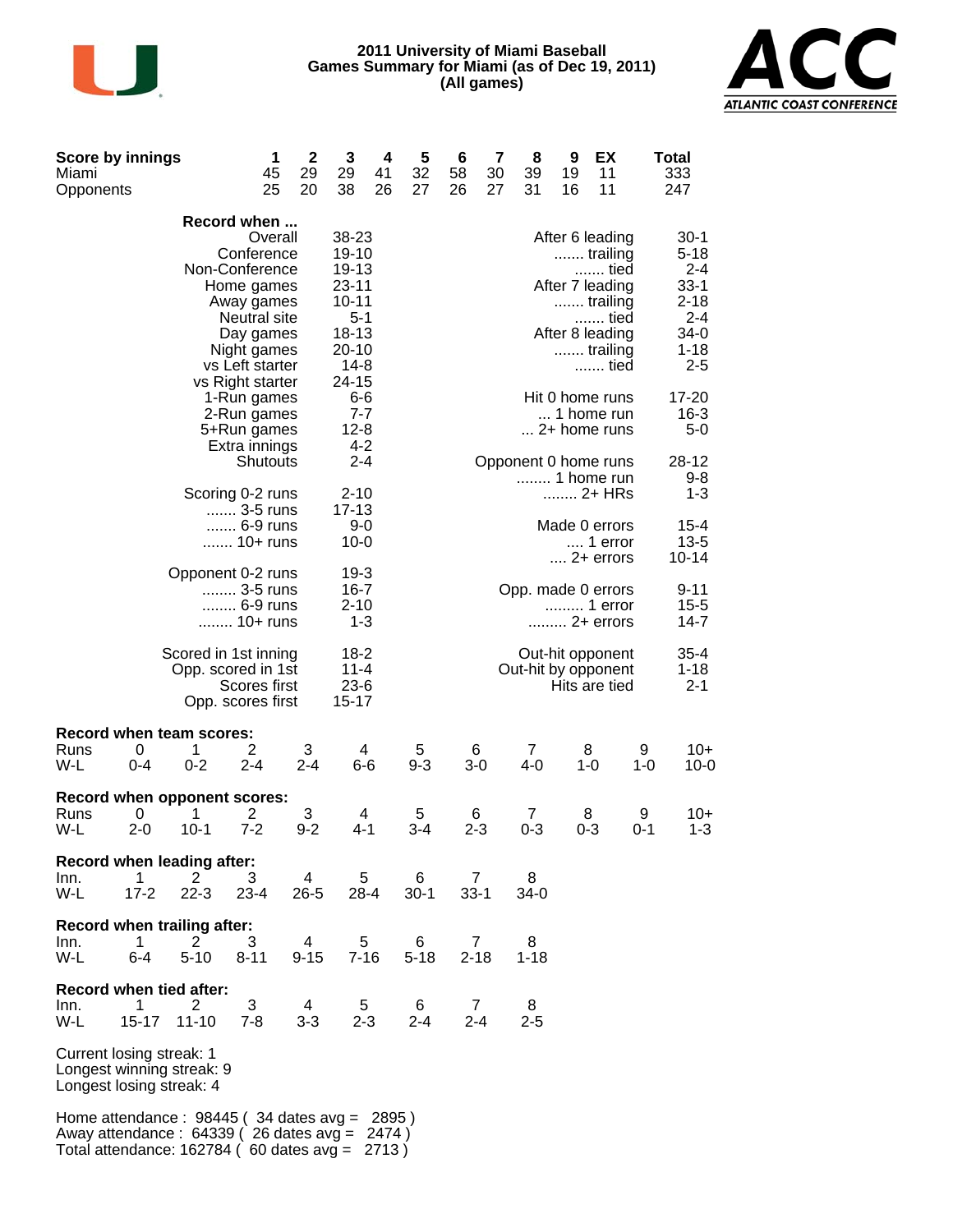# 2011 University of Miami Baseball
## Games Summary for Miami (as of Dec 19, 2011)
### (All games)

| Score by innings | 1 | 2 | 3 | 4 | 5 | 6 | 7 | 8 | 9 | EX | Total |
|---|---|---|---|---|---|---|---|---|---|---|---|
| Miami | 45 | 29 | 29 | 41 | 32 | 58 | 30 | 39 | 19 | 11 | 333 |
| Opponents | 25 | 20 | 38 | 26 | 27 | 26 | 27 | 31 | 16 | 11 | 247 |

**Record when ...**

| | | | |
|---|---|---|---|
| Overall | 38-23 | After 6 leading | 30-1 |
| Conference | 19-10 | ....... trailing | 5-18 |
| Non-Conference | 19-13 | ....... tied | 2-4 |
| Home games | 23-11 | After 7 leading | 33-1 |
| Away games | 10-11 | ....... trailing | 2-18 |
| Neutral site | 5-1 | ....... tied | 2-4 |
| Day games | 18-13 | After 8 leading | 34-0 |
| Night games | 20-10 | ....... trailing | 1-18 |
| vs Left starter | 14-8 | ....... tied | 2-5 |
| vs Right starter | 24-15 | | |
| 1-Run games | 6-6 | Hit 0 home runs | 17-20 |
| 2-Run games | 7-7 | ... 1 home run | 16-3 |
| 5+Run games | 12-8 | ... 2+ home runs | 5-0 |
| Extra innings | 4-2 | | |
| Shutouts | 2-4 | Opponent 0 home runs | 28-12 |
| | | ........ 1 home run | 9-8 |
| Scoring 0-2 runs | 2-10 | ........ 2+ HRs | 1-3 |
| ....... 3-5 runs | 17-13 | | |
| ....... 6-9 runs | 9-0 | Made 0 errors | 15-4 |
| ....... 10+ runs | 10-0 | .... 1 error | 13-5 |
| | | .... 2+ errors | 10-14 |
| Opponent 0-2 runs | 19-3 | | |
| ........ 3-5 runs | 16-7 | Opp. made 0 errors | 9-11 |
| ........ 6-9 runs | 2-10 | ......... 1 error | 15-5 |
| ........ 10+ runs | 1-3 | ......... 2+ errors | 14-7 |
| | | | |
| Scored in 1st inning | 18-2 | Out-hit opponent | 35-4 |
| Opp. scored in 1st | 11-4 | Out-hit by opponent | 1-18 |
| Scores first | 23-6 | Hits are tied | 2-1 |
| Opp. scores first | 15-17 | | |

**Record when team scores:**

| Runs | 0 | 1 | 2 | 3 | 4 | 5 | 6 | 7 | 8 | 9 | 10+ |
|---|---|---|---|---|---|---|---|---|---|---|---|
| W-L | 0-4 | 0-2 | 2-4 | 2-4 | 6-6 | 9-3 | 3-0 | 4-0 | 1-0 | 1-0 | 10-0 |

**Record when opponent scores:**

| Runs | 0 | 1 | 2 | 3 | 4 | 5 | 6 | 7 | 8 | 9 | 10+ |
|---|---|---|---|---|---|---|---|---|---|---|---|
| W-L | 2-0 | 10-1 | 7-2 | 9-2 | 4-1 | 3-4 | 2-3 | 0-3 | 0-3 | 0-1 | 1-3 |

**Record when leading after:**

| Inn. | 1 | 2 | 3 | 4 | 5 | 6 | 7 | 8 |
|---|---|---|---|---|---|---|---|---|
| W-L | 17-2 | 22-3 | 23-4 | 26-5 | 28-4 | 30-1 | 33-1 | 34-0 |

**Record when trailing after:**

| Inn. | 1 | 2 | 3 | 4 | 5 | 6 | 7 | 8 |
|---|---|---|---|---|---|---|---|---|
| W-L | 6-4 | 5-10 | 8-11 | 9-15 | 7-16 | 5-18 | 2-18 | 1-18 |

**Record when tied after:**

| Inn. | 1 | 2 | 3 | 4 | 5 | 6 | 7 | 8 |
|---|---|---|---|---|---|---|---|---|
| W-L | 15-17 | 11-10 | 7-8 | 3-3 | 2-3 | 2-4 | 2-4 | 2-5 |

Current losing streak: 1
Longest winning streak: 9
Longest losing streak: 4

Home attendance : 98445 ( 34 dates avg = 2895 )
Away attendance : 64339 ( 26 dates avg = 2474 )
Total attendance: 162784 ( 60 dates avg = 2713 )